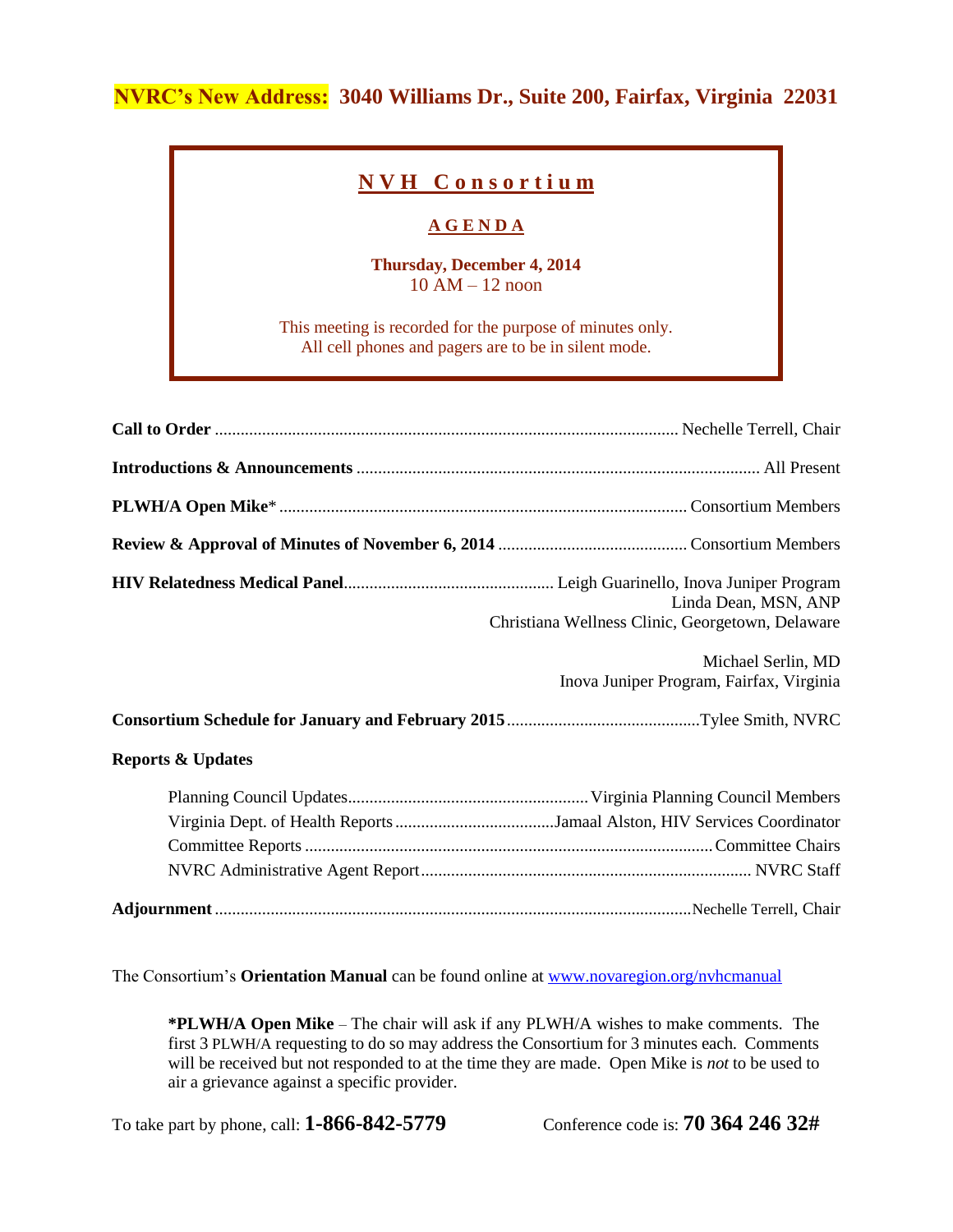**NVRC's New Address: 3040 Williams Dr., Suite 200, Fairfax, Virginia 22031**

# N V H Consortium

## A G E N D A

**Thursday, December 4, 2014**
10 AM – 12 noon

This meeting is recorded for the purpose of minutes only.
All cell phones and pagers are to be in silent mode.

**Call to Order** ........................................ Nechelle Terrell, Chair

**Introductions & Announcements** ........................................ All Present

**PLWH/A Open Mike*** ........................................ Consortium Members

**Review & Approval of Minutes of November 6, 2014** ........................................ Consortium Members

**HIV Relatedness Medical Panel** ........................................ Leigh Guarinello, Inova Juniper Program
Linda Dean, MSN, ANP
Christiana Wellness Clinic, Georgetown, Delaware

Michael Serlin, MD
Inova Juniper Program, Fairfax, Virginia

**Consortium Schedule for January and February 2015** ........................................ Tylee Smith, NVRC

**Reports & Updates**

- Planning Council Updates ........................................ Virginia Planning Council Members
- Virginia Dept. of Health Reports ........................................ Jamaal Alston, HIV Services Coordinator
- Committee Reports ........................................ Committee Chairs
- NVRC Administrative Agent Report ........................................ NVRC Staff

**Adjournment** ........................................ Nechelle Terrell, Chair

The Consortium's **Orientation Manual** can be found online at www.novaregion.org/nvhcmanual

> **\*PLWH/A Open Mike** – The chair will ask if any PLWH/A wishes to make comments. The first 3 PLWH/A requesting to do so may address the Consortium for 3 minutes each. Comments will be received but not responded to at the time they are made. Open Mike is *not* to be used to air a grievance against a specific provider.

To take part by phone, call: **1-866-842-5779** Conference code is: **70 364 246 32#**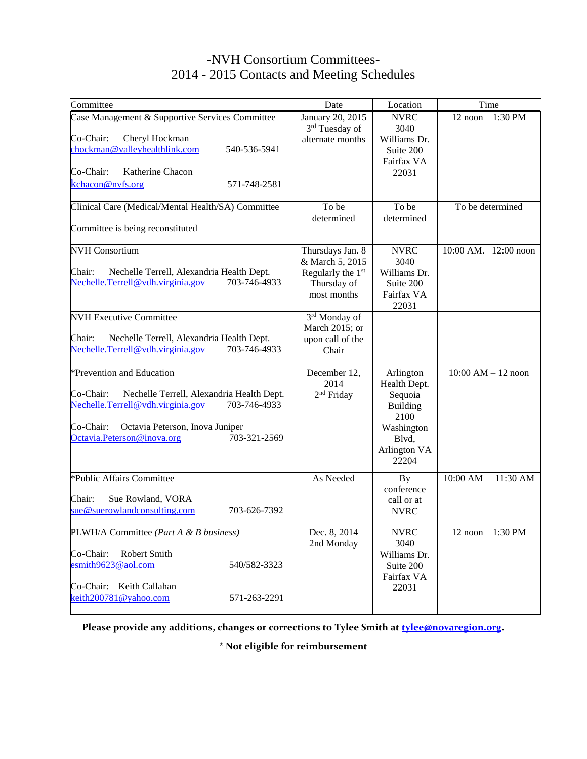# -NVH Consortium Committees-
# 2014 - 2015 Contacts and Meeting Schedules

| Committee | Date | Location | Time |
|---|---|---|---|
| Case Management & Supportive Services Committee<br><br>Co-Chair: Cheryl Hockman<br>chockman@valleyhealthlink.com 540-536-5941<br><br>Co-Chair: Katherine Chacon<br>kchacon@nvfs.org 571-748-2581 | January 20, 2015<br>3rd Tuesday of alternate months | NVRC 3040 Williams Dr. Suite 200 Fairfax VA 22031 | 12 noon – 1:30 PM |
| Clinical Care (Medical/Mental Health/SA) Committee<br><br>Committee is being reconstituted | To be determined | To be determined | To be determined |
| NVH Consortium<br><br>Chair: Nechelle Terrell, Alexandria Health Dept.<br>Nechelle.Terrell@vdh.virginia.gov 703-746-4933 | Thursdays Jan. 8 & March 5, 2015<br>Regularly the 1st Thursday of most months | NVRC 3040 Williams Dr. Suite 200 Fairfax VA 22031 | 10:00 AM. –12:00 noon |
| NVH Executive Committee<br><br>Chair: Nechelle Terrell, Alexandria Health Dept.<br>Nechelle.Terrell@vdh.virginia.gov 703-746-4933 | 3rd Monday of March 2015; or upon call of the Chair | | |
| *Prevention and Education<br><br>Co-Chair: Nechelle Terrell, Alexandria Health Dept.<br>Nechelle.Terrell@vdh.virginia.gov 703-746-4933<br><br>Co-Chair: Octavia Peterson, Inova Juniper<br>Octavia.Peterson@inova.org 703-321-2569 | December 12, 2014<br>2nd Friday | Arlington Health Dept. Sequoia Building 2100 Washington Blvd, Arlington VA 22204 | 10:00 AM – 12 noon |
| *Public Affairs Committee<br><br>Chair: Sue Rowland, VORA<br>sue@suerowlandconsulting.com 703-626-7392 | As Needed | By conference call or at NVRC | 10:00 AM – 11:30 AM |
| PLWH/A Committee *(Part A & B business)*<br><br>Co-Chair: Robert Smith<br>esmith9623@aol.com 540/582-3323<br><br>Co-Chair: Keith Callahan<br>keith200781@yahoo.com 571-263-2291 | Dec. 8, 2014<br>2nd Monday | NVRC 3040 Williams Dr. Suite 200 Fairfax VA 22031 | 12 noon – 1:30 PM |

**Please provide any additions, changes or corrections to Tylee Smith at tylee@novaregion.org.**

\* **Not eligible for reimbursement**